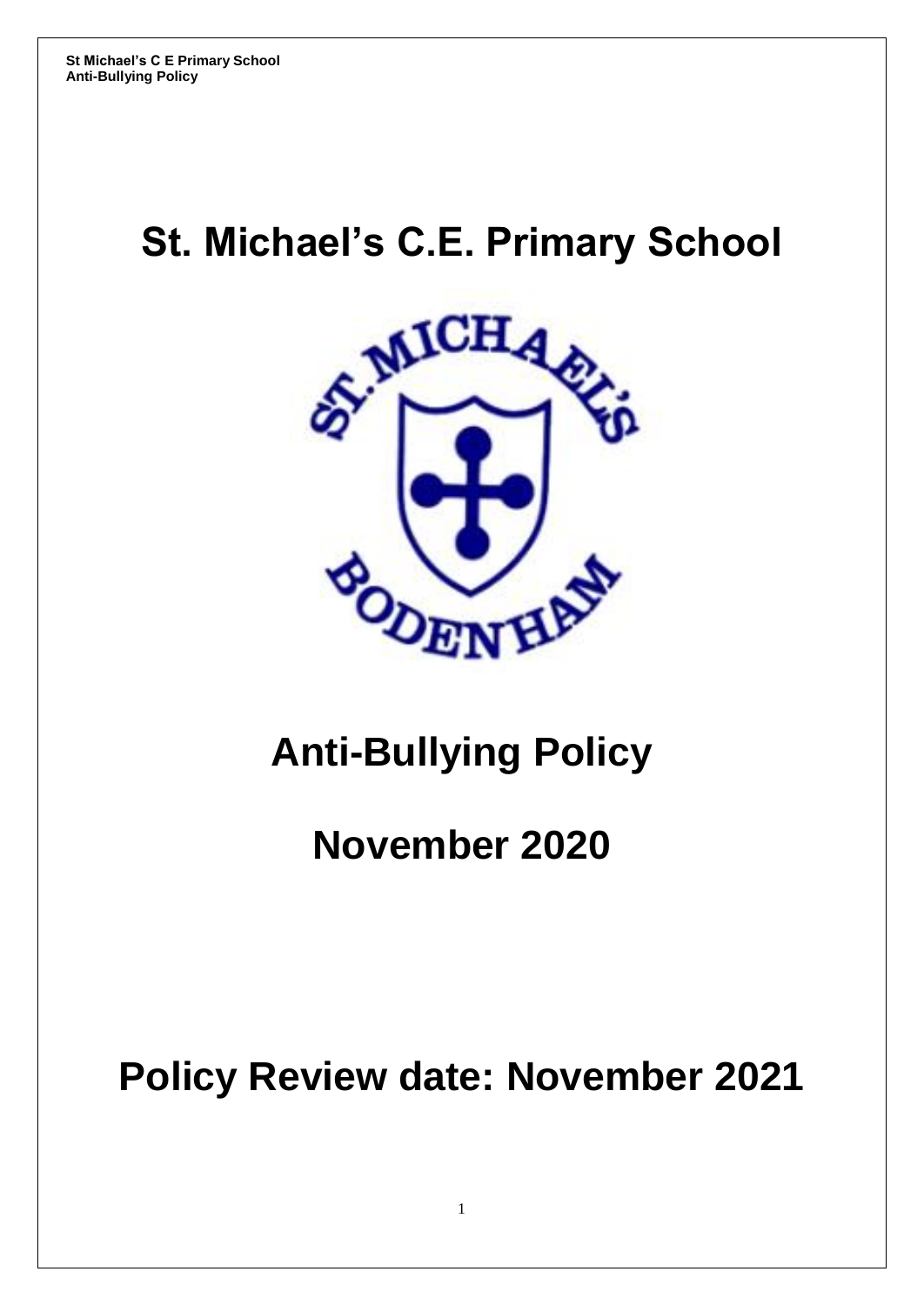# St. Michael's C.E. Primary School

# Anti-Bullying Policy

# November 2020

# Policy Review date: November 2021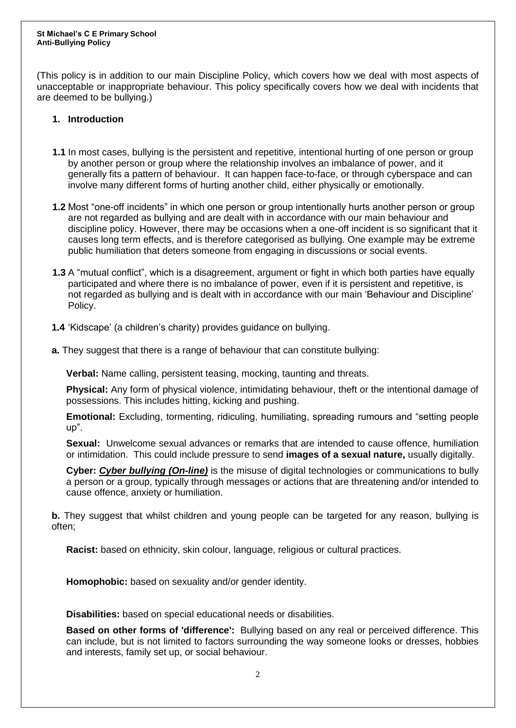**St Michael's C E Primary School**
**Anti-Bullying Policy**

(This policy is in addition to our main Discipline Policy, which covers how we deal with most aspects of unacceptable or inappropriate behaviour. This policy specifically covers how we deal with incidents that are deemed to be bullying.)

## 1. Introduction

**1.1** In most cases, bullying is the persistent and repetitive, intentional hurting of one person or group by another person or group where the relationship involves an imbalance of power, and it generally fits a pattern of behaviour. It can happen face-to-face, or through cyberspace and can involve many different forms of hurting another child, either physically or emotionally.

**1.2** Most "one-off incidents" in which one person or group intentionally hurts another person or group are not regarded as bullying and are dealt with in accordance with our main behaviour and discipline policy. However, there may be occasions when a one-off incident is so significant that it causes long term effects, and is therefore categorised as bullying. One example may be extreme public humiliation that deters someone from engaging in discussions or social events.

**1.3** A "mutual conflict", which is a disagreement, argument or fight in which both parties have equally participated and where there is no imbalance of power, even if it is persistent and repetitive, is not regarded as bullying and is dealt with in accordance with our main 'Behaviour and Discipline' Policy.

**1.4** 'Kidscape' (a children's charity) provides guidance on bullying.

**a.** They suggest that there is a range of behaviour that can constitute bullying:

**Verbal:** Name calling, persistent teasing, mocking, taunting and threats.

**Physical:** Any form of physical violence, intimidating behaviour, theft or the intentional damage of possessions. This includes hitting, kicking and pushing.

**Emotional:** Excluding, tormenting, ridiculing, humiliating, spreading rumours and "setting people up".

**Sexual:** Unwelcome sexual advances or remarks that are intended to cause offence, humiliation or intimidation. This could include pressure to send **images of a sexual nature,** usually digitally.

**Cyber:** ***Cyber bullying (On-line)*** is the misuse of digital technologies or communications to bully a person or a group, typically through messages or actions that are threatening and/or intended to cause offence, anxiety or humiliation.

**b.** They suggest that whilst children and young people can be targeted for any reason, bullying is often;

**Racist:** based on ethnicity, skin colour, language, religious or cultural practices.

**Homophobic:** based on sexuality and/or gender identity.

**Disabilities:** based on special educational needs or disabilities.

**Based on other forms of 'difference':** Bullying based on any real or perceived difference. This can include, but is not limited to factors surrounding the way someone looks or dresses, hobbies and interests, family set up, or social behaviour.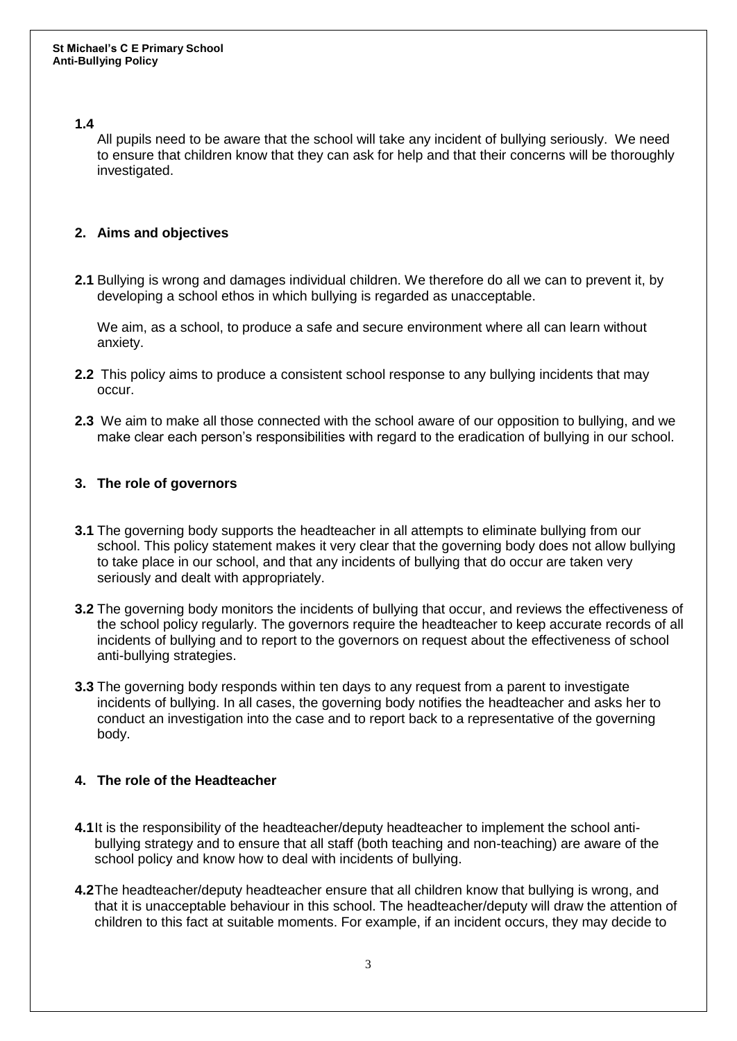**1.4**

All pupils need to be aware that the school will take any incident of bullying seriously. We need to ensure that children know that they can ask for help and that their concerns will be thoroughly investigated.

## 2. Aims and objectives

**2.1** Bullying is wrong and damages individual children. We therefore do all we can to prevent it, by developing a school ethos in which bullying is regarded as unacceptable.

We aim, as a school, to produce a safe and secure environment where all can learn without anxiety.

**2.2** This policy aims to produce a consistent school response to any bullying incidents that may occur.

**2.3** We aim to make all those connected with the school aware of our opposition to bullying, and we make clear each person's responsibilities with regard to the eradication of bullying in our school.

## 3. The role of governors

**3.1** The governing body supports the headteacher in all attempts to eliminate bullying from our school. This policy statement makes it very clear that the governing body does not allow bullying to take place in our school, and that any incidents of bullying that do occur are taken very seriously and dealt with appropriately.

**3.2** The governing body monitors the incidents of bullying that occur, and reviews the effectiveness of the school policy regularly. The governors require the headteacher to keep accurate records of all incidents of bullying and to report to the governors on request about the effectiveness of school anti-bullying strategies.

**3.3** The governing body responds within ten days to any request from a parent to investigate incidents of bullying. In all cases, the governing body notifies the headteacher and asks her to conduct an investigation into the case and to report back to a representative of the governing body.

## 4. The role of the Headteacher

**4.1** It is the responsibility of the headteacher/deputy headteacher to implement the school anti-bullying strategy and to ensure that all staff (both teaching and non-teaching) are aware of the school policy and know how to deal with incidents of bullying.

**4.2** The headteacher/deputy headteacher ensure that all children know that bullying is wrong, and that it is unacceptable behaviour in this school. The headteacher/deputy will draw the attention of children to this fact at suitable moments. For example, if an incident occurs, they may decide to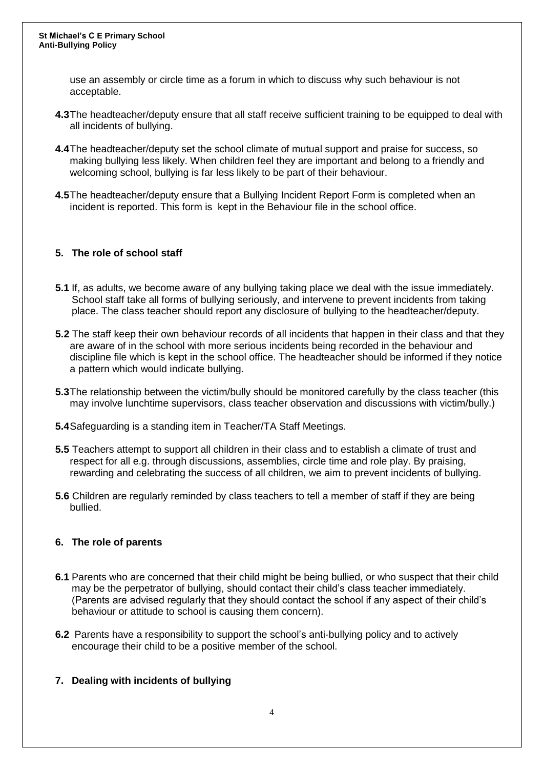use an assembly or circle time as a forum in which to discuss why such behaviour is not acceptable.

**4.3** The headteacher/deputy ensure that all staff receive sufficient training to be equipped to deal with all incidents of bullying.

**4.4** The headteacher/deputy set the school climate of mutual support and praise for success, so making bullying less likely. When children feel they are important and belong to a friendly and welcoming school, bullying is far less likely to be part of their behaviour.

**4.5** The headteacher/deputy ensure that a Bullying Incident Report Form is completed when an incident is reported. This form is kept in the Behaviour file in the school office.

## 5. The role of school staff

**5.1** If, as adults, we become aware of any bullying taking place we deal with the issue immediately. School staff take all forms of bullying seriously, and intervene to prevent incidents from taking place. The class teacher should report any disclosure of bullying to the headteacher/deputy.

**5.2** The staff keep their own behaviour records of all incidents that happen in their class and that they are aware of in the school with more serious incidents being recorded in the behaviour and discipline file which is kept in the school office. The headteacher should be informed if they notice a pattern which would indicate bullying.

**5.3** The relationship between the victim/bully should be monitored carefully by the class teacher (this may involve lunchtime supervisors, class teacher observation and discussions with victim/bully.)

**5.4** Safeguarding is a standing item in Teacher/TA Staff Meetings.

**5.5** Teachers attempt to support all children in their class and to establish a climate of trust and respect for all e.g. through discussions, assemblies, circle time and role play. By praising, rewarding and celebrating the success of all children, we aim to prevent incidents of bullying.

**5.6** Children are regularly reminded by class teachers to tell a member of staff if they are being bullied.

## 6. The role of parents

**6.1** Parents who are concerned that their child might be being bullied, or who suspect that their child may be the perpetrator of bullying, should contact their child's class teacher immediately. (Parents are advised regularly that they should contact the school if any aspect of their child's behaviour or attitude to school is causing them concern).

**6.2** Parents have a responsibility to support the school's anti-bullying policy and to actively encourage their child to be a positive member of the school.

## 7. Dealing with incidents of bullying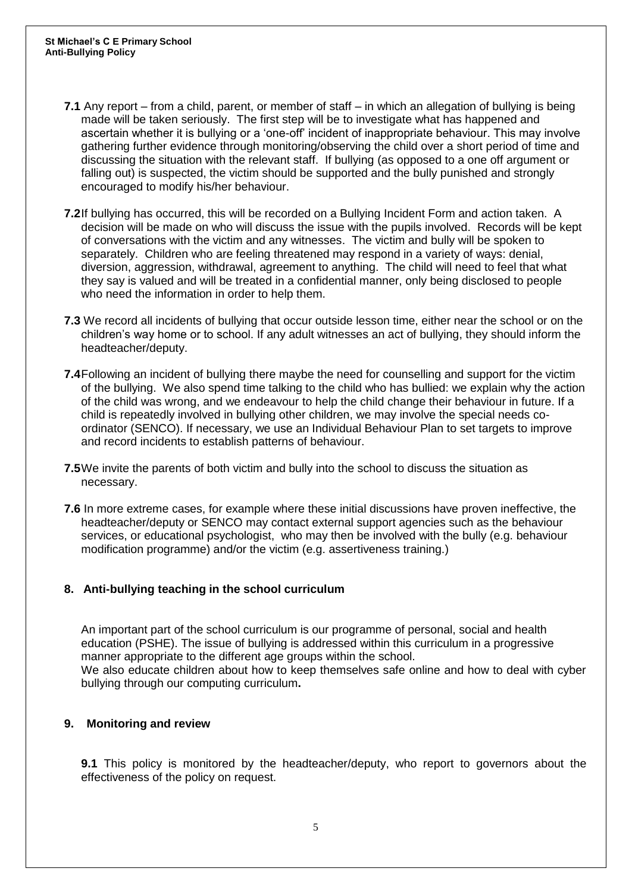**7.1** Any report – from a child, parent, or member of staff – in which an allegation of bullying is being made will be taken seriously. The first step will be to investigate what has happened and ascertain whether it is bullying or a 'one-off' incident of inappropriate behaviour. This may involve gathering further evidence through monitoring/observing the child over a short period of time and discussing the situation with the relevant staff. If bullying (as opposed to a one off argument or falling out) is suspected, the victim should be supported and the bully punished and strongly encouraged to modify his/her behaviour.

**7.2** If bullying has occurred, this will be recorded on a Bullying Incident Form and action taken. A decision will be made on who will discuss the issue with the pupils involved. Records will be kept of conversations with the victim and any witnesses. The victim and bully will be spoken to separately. Children who are feeling threatened may respond in a variety of ways: denial, diversion, aggression, withdrawal, agreement to anything. The child will need to feel that what they say is valued and will be treated in a confidential manner, only being disclosed to people who need the information in order to help them.

**7.3** We record all incidents of bullying that occur outside lesson time, either near the school or on the children's way home or to school. If any adult witnesses an act of bullying, they should inform the headteacher/deputy.

**7.4** Following an incident of bullying there maybe the need for counselling and support for the victim of the bullying. We also spend time talking to the child who has bullied: we explain why the action of the child was wrong, and we endeavour to help the child change their behaviour in future. If a child is repeatedly involved in bullying other children, we may involve the special needs co-ordinator (SENCO). If necessary, we use an Individual Behaviour Plan to set targets to improve and record incidents to establish patterns of behaviour.

**7.5** We invite the parents of both victim and bully into the school to discuss the situation as necessary.

**7.6** In more extreme cases, for example where these initial discussions have proven ineffective, the headteacher/deputy or SENCO may contact external support agencies such as the behaviour services, or educational psychologist, who may then be involved with the bully (e.g. behaviour modification programme) and/or the victim (e.g. assertiveness training.)

## 8. Anti-bullying teaching in the school curriculum

An important part of the school curriculum is our programme of personal, social and health education (PSHE). The issue of bullying is addressed within this curriculum in a progressive manner appropriate to the different age groups within the school.
We also educate children about how to keep themselves safe online and how to deal with cyber bullying through our computing curriculum**.**

## 9. Monitoring and review

**9.1** This policy is monitored by the headteacher/deputy, who report to governors about the effectiveness of the policy on request.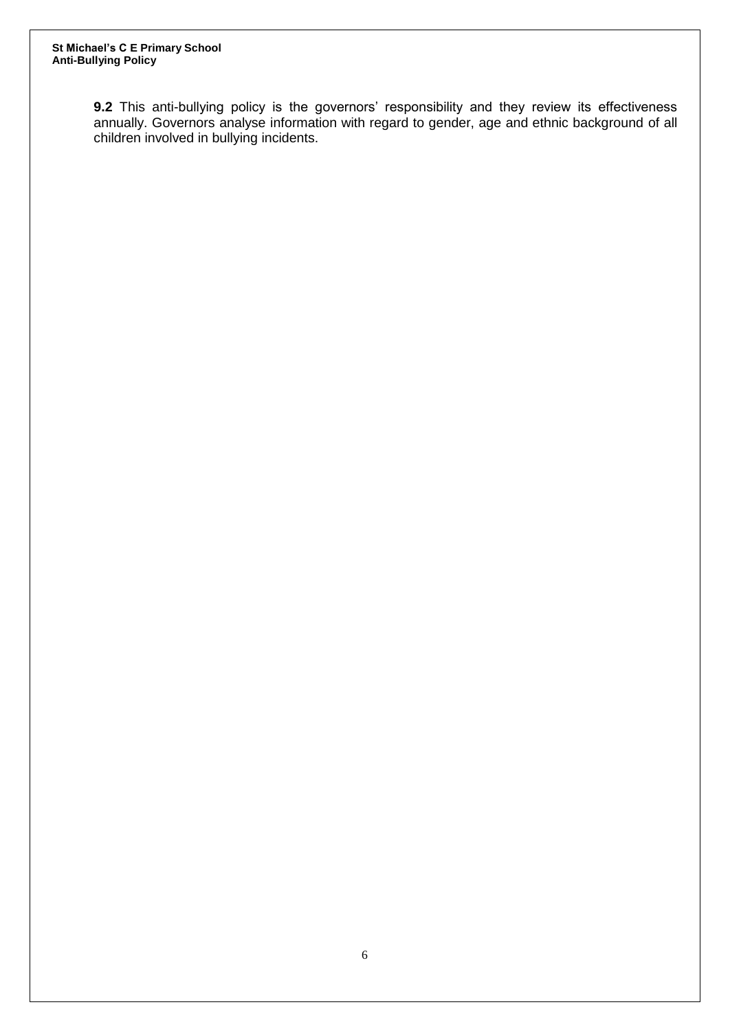**9.2** This anti-bullying policy is the governors' responsibility and they review its effectiveness annually. Governors analyse information with regard to gender, age and ethnic background of all children involved in bullying incidents.